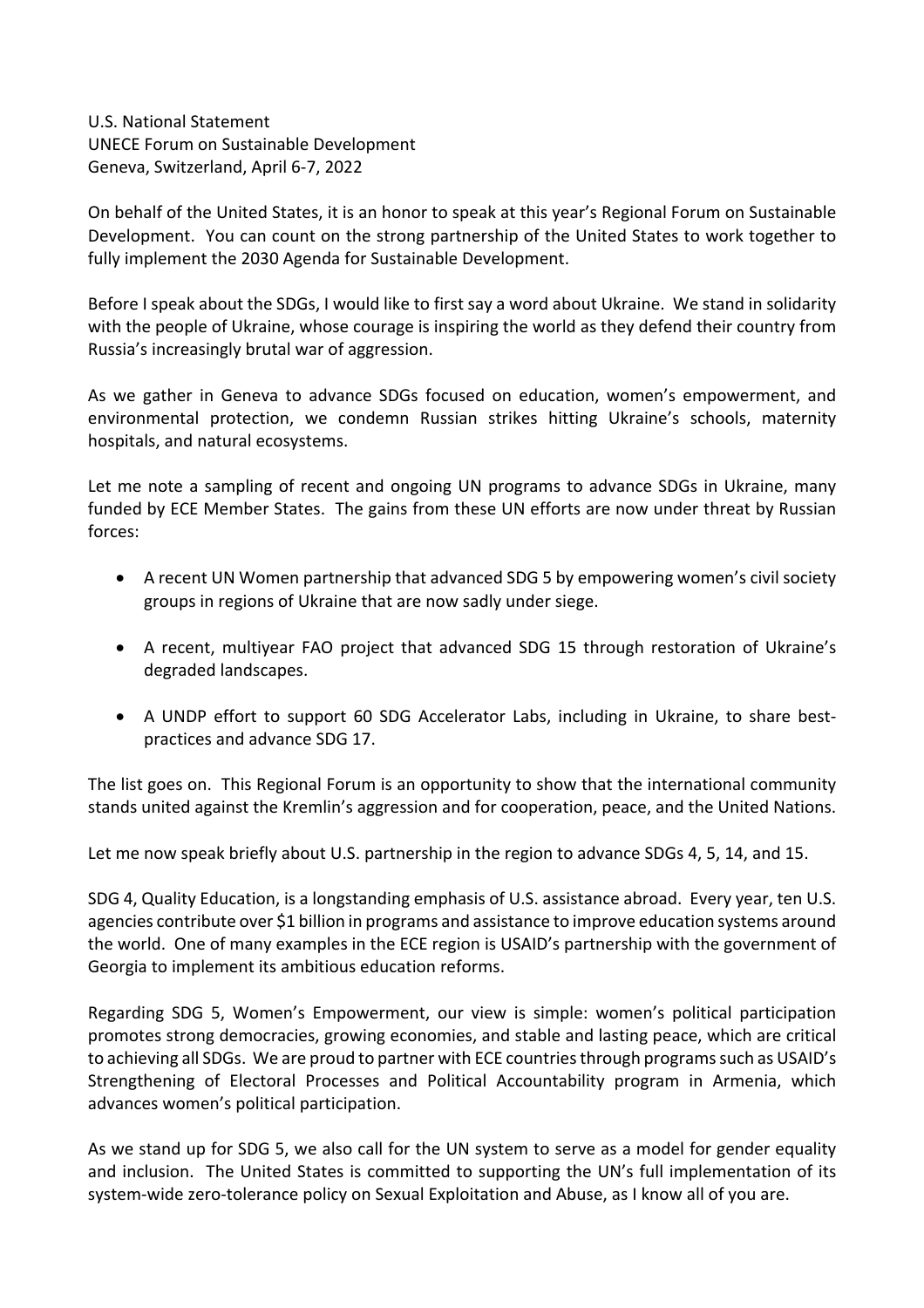U.S. National Statement
UNECE Forum on Sustainable Development
Geneva, Switzerland, April 6-7, 2022

On behalf of the United States, it is an honor to speak at this year's Regional Forum on Sustainable Development. You can count on the strong partnership of the United States to work together to fully implement the 2030 Agenda for Sustainable Development.

Before I speak about the SDGs, I would like to first say a word about Ukraine. We stand in solidarity with the people of Ukraine, whose courage is inspiring the world as they defend their country from Russia's increasingly brutal war of aggression.

As we gather in Geneva to advance SDGs focused on education, women's empowerment, and environmental protection, we condemn Russian strikes hitting Ukraine's schools, maternity hospitals, and natural ecosystems.

Let me note a sampling of recent and ongoing UN programs to advance SDGs in Ukraine, many funded by ECE Member States. The gains from these UN efforts are now under threat by Russian forces:

- A recent UN Women partnership that advanced SDG 5 by empowering women's civil society groups in regions of Ukraine that are now sadly under siege.
- A recent, multiyear FAO project that advanced SDG 15 through restoration of Ukraine's degraded landscapes.
- A UNDP effort to support 60 SDG Accelerator Labs, including in Ukraine, to share best-practices and advance SDG 17.

The list goes on. This Regional Forum is an opportunity to show that the international community stands united against the Kremlin's aggression and for cooperation, peace, and the United Nations.

Let me now speak briefly about U.S. partnership in the region to advance SDGs 4, 5, 14, and 15.

SDG 4, Quality Education, is a longstanding emphasis of U.S. assistance abroad. Every year, ten U.S. agencies contribute over $1 billion in programs and assistance to improve education systems around the world. One of many examples in the ECE region is USAID's partnership with the government of Georgia to implement its ambitious education reforms.

Regarding SDG 5, Women's Empowerment, our view is simple: women's political participation promotes strong democracies, growing economies, and stable and lasting peace, which are critical to achieving all SDGs. We are proud to partner with ECE countries through programs such as USAID's Strengthening of Electoral Processes and Political Accountability program in Armenia, which advances women's political participation.

As we stand up for SDG 5, we also call for the UN system to serve as a model for gender equality and inclusion. The United States is committed to supporting the UN's full implementation of its system-wide zero-tolerance policy on Sexual Exploitation and Abuse, as I know all of you are.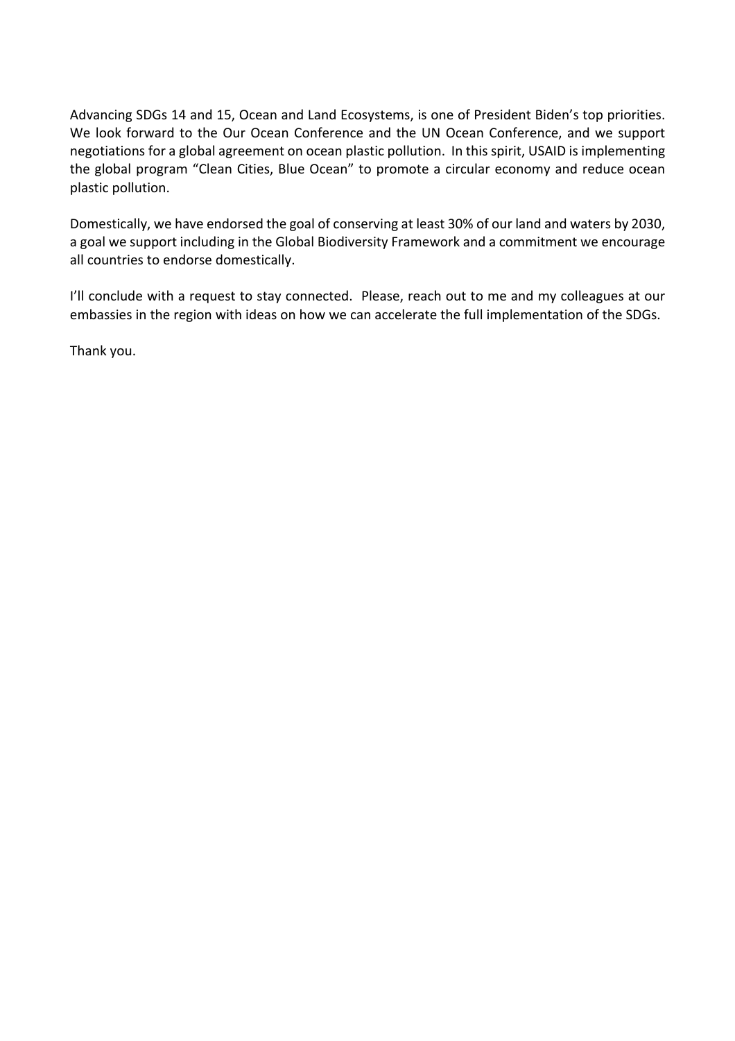Advancing SDGs 14 and 15, Ocean and Land Ecosystems, is one of President Biden's top priorities. We look forward to the Our Ocean Conference and the UN Ocean Conference, and we support negotiations for a global agreement on ocean plastic pollution. In this spirit, USAID is implementing the global program "Clean Cities, Blue Ocean" to promote a circular economy and reduce ocean plastic pollution.

Domestically, we have endorsed the goal of conserving at least 30% of our land and waters by 2030, a goal we support including in the Global Biodiversity Framework and a commitment we encourage all countries to endorse domestically.

I'll conclude with a request to stay connected. Please, reach out to me and my colleagues at our embassies in the region with ideas on how we can accelerate the full implementation of the SDGs.

Thank you.